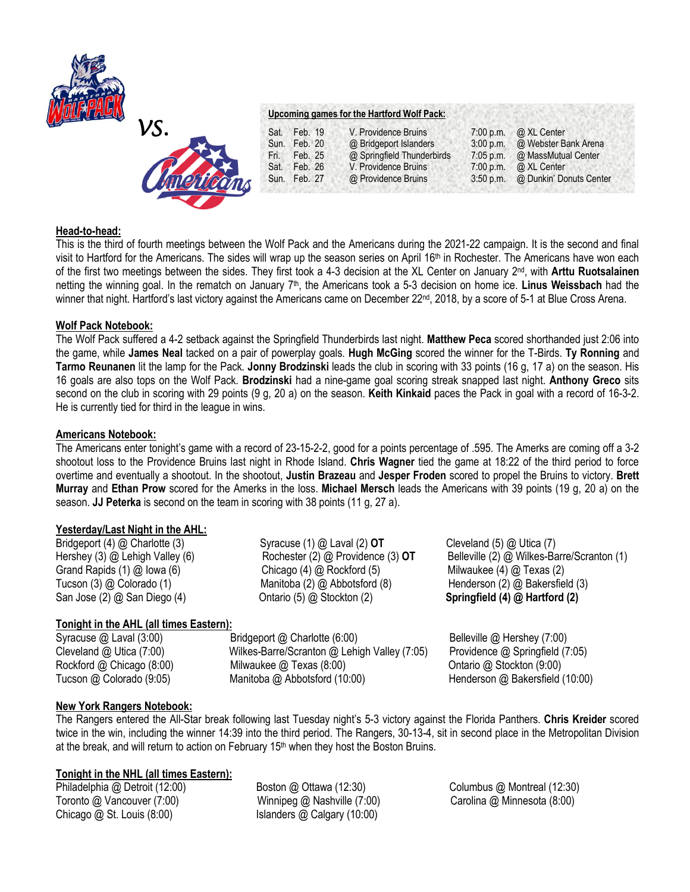vs.

**Upcoming games for the Hartford Wolf Pack:**

| | | | | |
|---|---|---|---|---|
| Sat. | Feb. 19 | V. Providence Bruins | 7:00 p.m. | @ XL Center |
| Sun. | Feb. 20 | @ Bridgeport Islanders | 3:00 p.m. | @ Webster Bank Arena |
| Fri. | Feb. 25 | @ Springfield Thunderbirds | 7:05 p.m. | @ MassMutual Center |
| Sat. | Feb. 26 | V. Providence Bruins | 7:00 p.m. | @ XL Center |
| Sun. | Feb. 27 | @ Providence Bruins | 3:50 p.m. | @ Dunkin' Donuts Center |

## Head-to-head:

This is the third of fourth meetings between the Wolf Pack and the Americans during the 2021-22 campaign. It is the second and final visit to Hartford for the Americans. The sides will wrap up the season series on April 16th in Rochester. The Americans have won each of the first two meetings between the sides. They first took a 4-3 decision at the XL Center on January 2nd, with **Arttu Ruotsalainen** netting the winning goal. In the rematch on January 7th, the Americans took a 5-3 decision on home ice. **Linus Weissbach** had the winner that night. Hartford's last victory against the Americans came on December 22nd, 2018, by a score of 5-1 at Blue Cross Arena.

## Wolf Pack Notebook:

The Wolf Pack suffered a 4-2 setback against the Springfield Thunderbirds last night. **Matthew Peca** scored shorthanded just 2:06 into the game, while **James Neal** tacked on a pair of powerplay goals. **Hugh McGing** scored the winner for the T-Birds. **Ty Ronning** and **Tarmo Reunanen** lit the lamp for the Pack. **Jonny Brodzinski** leads the club in scoring with 33 points (16 g, 17 a) on the season. His 16 goals are also tops on the Wolf Pack. **Brodzinski** had a nine-game goal scoring streak snapped last night. **Anthony Greco** sits second on the club in scoring with 29 points (9 g, 20 a) on the season. **Keith Kinkaid** paces the Pack in goal with a record of 16-3-2. He is currently tied for third in the league in wins.

## Americans Notebook:

The Americans enter tonight's game with a record of 23-15-2-2, good for a points percentage of .595. The Amerks are coming off a 3-2 shootout loss to the Providence Bruins last night in Rhode Island. **Chris Wagner** tied the game at 18:22 of the third period to force overtime and eventually a shootout. In the shootout, **Justin Brazeau** and **Jesper Froden** scored to propel the Bruins to victory. **Brett Murray** and **Ethan Prow** scored for the Amerks in the loss. **Michael Mersch** leads the Americans with 39 points (19 g, 20 a) on the season. **JJ Peterka** is second on the team in scoring with 38 points (11 g, 27 a).

## Yesterday/Last Night in the AHL:

Bridgeport (4) @ Charlotte (3)
Hershey (3) @ Lehigh Valley (6)
Grand Rapids (1) @ Iowa (6)
Tucson (3) @ Colorado (1)
San Jose (2) @ San Diego (4)
Syracuse (1) @ Laval (2) **OT**
Rochester (2) @ Providence (3) **OT**
Chicago (4) @ Rockford (5)
Manitoba (2) @ Abbotsford (8)
Ontario (5) @ Stockton (2)
Cleveland (5) @ Utica (7)
Belleville (2) @ Wilkes-Barre/Scranton (1)
Milwaukee (4) @ Texas (2)
Henderson (2) @ Bakersfield (3)
**Springfield (4) @ Hartford (2)**

## Tonight in the AHL (all times Eastern):

Syracuse @ Laval (3:00)
Cleveland @ Utica (7:00)
Rockford @ Chicago (8:00)
Tucson @ Colorado (9:05)
Bridgeport @ Charlotte (6:00)
Wilkes-Barre/Scranton @ Lehigh Valley (7:05)
Milwaukee @ Texas (8:00)
Manitoba @ Abbotsford (10:00)
Belleville @ Hershey (7:00)
Providence @ Springfield (7:05)
Ontario @ Stockton (9:00)
Henderson @ Bakersfield (10:00)

## New York Rangers Notebook:

The Rangers entered the All-Star break following last Tuesday night's 5-3 victory against the Florida Panthers. **Chris Kreider** scored twice in the win, including the winner 14:39 into the third period. The Rangers, 30-13-4, sit in second place in the Metropolitan Division at the break, and will return to action on February 15th when they host the Boston Bruins.

## Tonight in the NHL (all times Eastern):

Philadelphia @ Detroit (12:00)
Toronto @ Vancouver (7:00)
Chicago @ St. Louis (8:00)
Boston @ Ottawa (12:30)
Winnipeg @ Nashville (7:00)
Islanders @ Calgary (10:00)
Columbus @ Montreal (12:30)
Carolina @ Minnesota (8:00)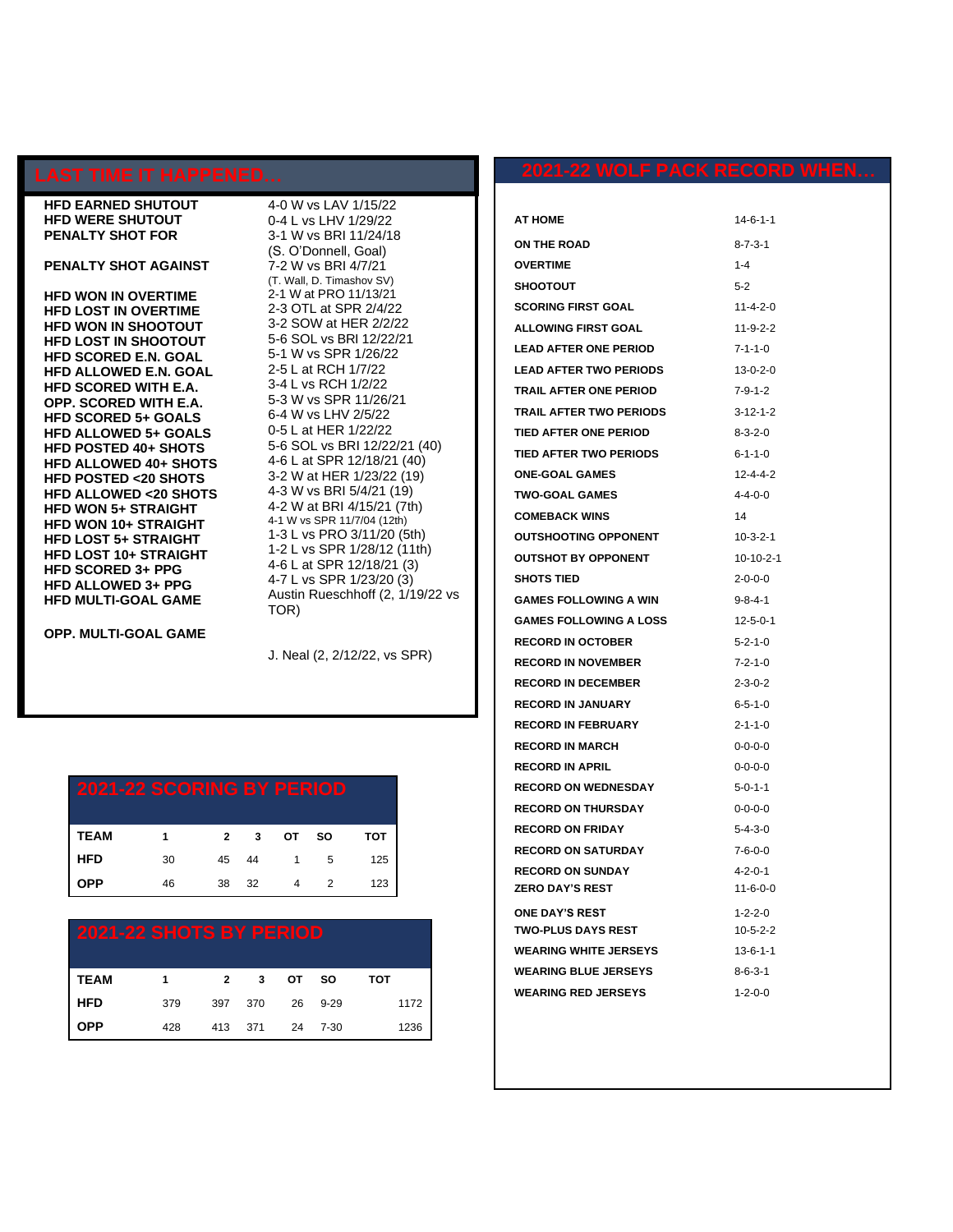## LAST TIME IT HAPPENED…

| | |
|---|---|
| **HFD EARNED SHUTOUT** | 4-0 W vs LAV 1/15/22 |
| **HFD WERE SHUTOUT** | 0-4 L vs LHV 1/29/22 |
| **PENALTY SHOT FOR** | 3-1 W vs BRI 11/24/18 (S. O'Donnell, Goal) |
| **PENALTY SHOT AGAINST** | 7-2 W vs BRI 4/7/21 (T. Wall, D. Timashov SV) |
| **HFD WON IN OVERTIME** | 2-1 W at PRO 11/13/21 |
| **HFD LOST IN OVERTIME** | 2-3 OTL at SPR 2/4/22 |
| **HFD WON IN SHOOTOUT** | 3-2 SOW at HER 2/2/22 |
| **HFD LOST IN SHOOTOUT** | 5-6 SOL vs BRI 12/22/21 |
| **HFD SCORED E.N. GOAL** | 5-1 W vs SPR 1/26/22 |
| **HFD ALLOWED E.N. GOAL** | 2-5 L at RCH 1/7/22 |
| **HFD SCORED WITH E.A.** | 3-4 L vs RCH 1/2/22 |
| **OPP. SCORED WITH E.A.** | 5-3 W vs SPR 11/26/21 |
| **HFD SCORED 5+ GOALS** | 6-4 W vs LHV 2/5/22 |
| **HFD ALLOWED 5+ GOALS** | 0-5 L at HER 1/22/22 |
| **HFD POSTED 40+ SHOTS** | 5-6 SOL vs BRI 12/22/21 (40) |
| **HFD ALLOWED 40+ SHOTS** | 4-6 L at SPR 12/18/21 (40) |
| **HFD POSTED <20 SHOTS** | 3-2 W at HER 1/23/22 (19) |
| **HFD ALLOWED <20 SHOTS** | 4-3 W vs BRI 5/4/21 (19) |
| **HFD WON 5+ STRAIGHT** | 4-2 W at BRI 4/15/21 (7th) |
| **HFD WON 10+ STRAIGHT** | 4-1 W vs SPR 11/7/04 (12th) |
| **HFD LOST 5+ STRAIGHT** | 1-3 L vs PRO 3/11/20 (5th) |
| **HFD LOST 10+ STRAIGHT** | 1-2 L vs SPR 1/28/12 (11th) |
| **HFD SCORED 3+ PPG** | 4-6 L at SPR 12/18/21 (3) |
| **HFD ALLOWED 3+ PPG** | 4-7 L vs SPR 1/23/20 (3) |
| **HFD MULTI-GOAL GAME** | Austin Rueschhoff (2, 1/19/22 vs TOR) |
| **OPP. MULTI-GOAL GAME** | J. Neal (2, 2/12/22, vs SPR) |

## 2021-22 SCORING BY PERIOD

| TEAM | 1 | 2 | 3 | OT | SO | TOT |
|---|---|---|---|---|---|---|
| HFD | 30 | 45 | 44 | 1 | 5 | 125 |
| OPP | 46 | 38 | 32 | 4 | 2 | 123 |

## 2021-22 SHOTS BY PERIOD

| TEAM | 1 | 2 | 3 | OT | SO | TOT |
|---|---|---|---|---|---|---|
| HFD | 379 | 397 | 370 | 26 | 9-29 | 1172 |
| OPP | 428 | 413 | 371 | 24 | 7-30 | 1236 |

## 2021-22 WOLF PACK RECORD WHEN…

| | |
|---|---|
| **AT HOME** | 14-6-1-1 |
| **ON THE ROAD** | 8-7-3-1 |
| **OVERTIME** | 1-4 |
| **SHOOTOUT** | 5-2 |
| **SCORING FIRST GOAL** | 11-4-2-0 |
| **ALLOWING FIRST GOAL** | 11-9-2-2 |
| **LEAD AFTER ONE PERIOD** | 7-1-1-0 |
| **LEAD AFTER TWO PERIODS** | 13-0-2-0 |
| **TRAIL AFTER ONE PERIOD** | 7-9-1-2 |
| **TRAIL AFTER TWO PERIODS** | 3-12-1-2 |
| **TIED AFTER ONE PERIOD** | 8-3-2-0 |
| **TIED AFTER TWO PERIODS** | 6-1-1-0 |
| **ONE-GOAL GAMES** | 12-4-4-2 |
| **TWO-GOAL GAMES** | 4-4-0-0 |
| **COMEBACK WINS** | 14 |
| **OUTSHOOTING OPPONENT** | 10-3-2-1 |
| **OUTSHOT BY OPPONENT** | 10-10-2-1 |
| **SHOTS TIED** | 2-0-0-0 |
| **GAMES FOLLOWING A WIN** | 9-8-4-1 |
| **GAMES FOLLOWING A LOSS** | 12-5-0-1 |
| **RECORD IN OCTOBER** | 5-2-1-0 |
| **RECORD IN NOVEMBER** | 7-2-1-0 |
| **RECORD IN DECEMBER** | 2-3-0-2 |
| **RECORD IN JANUARY** | 6-5-1-0 |
| **RECORD IN FEBRUARY** | 2-1-1-0 |
| **RECORD IN MARCH** | 0-0-0-0 |
| **RECORD IN APRIL** | 0-0-0-0 |
| **RECORD ON WEDNESDAY** | 5-0-1-1 |
| **RECORD ON THURSDAY** | 0-0-0-0 |
| **RECORD ON FRIDAY** | 5-4-3-0 |
| **RECORD ON SATURDAY** | 7-6-0-0 |
| **RECORD ON SUNDAY** | 4-2-0-1 |
| **ZERO DAY'S REST** | 11-6-0-0 |
| **ONE DAY'S REST** | 1-2-2-0 |
| **TWO-PLUS DAYS REST** | 10-5-2-2 |
| **WEARING WHITE JERSEYS** | 13-6-1-1 |
| **WEARING BLUE JERSEYS** | 8-6-3-1 |
| **WEARING RED JERSEYS** | 1-2-0-0 |